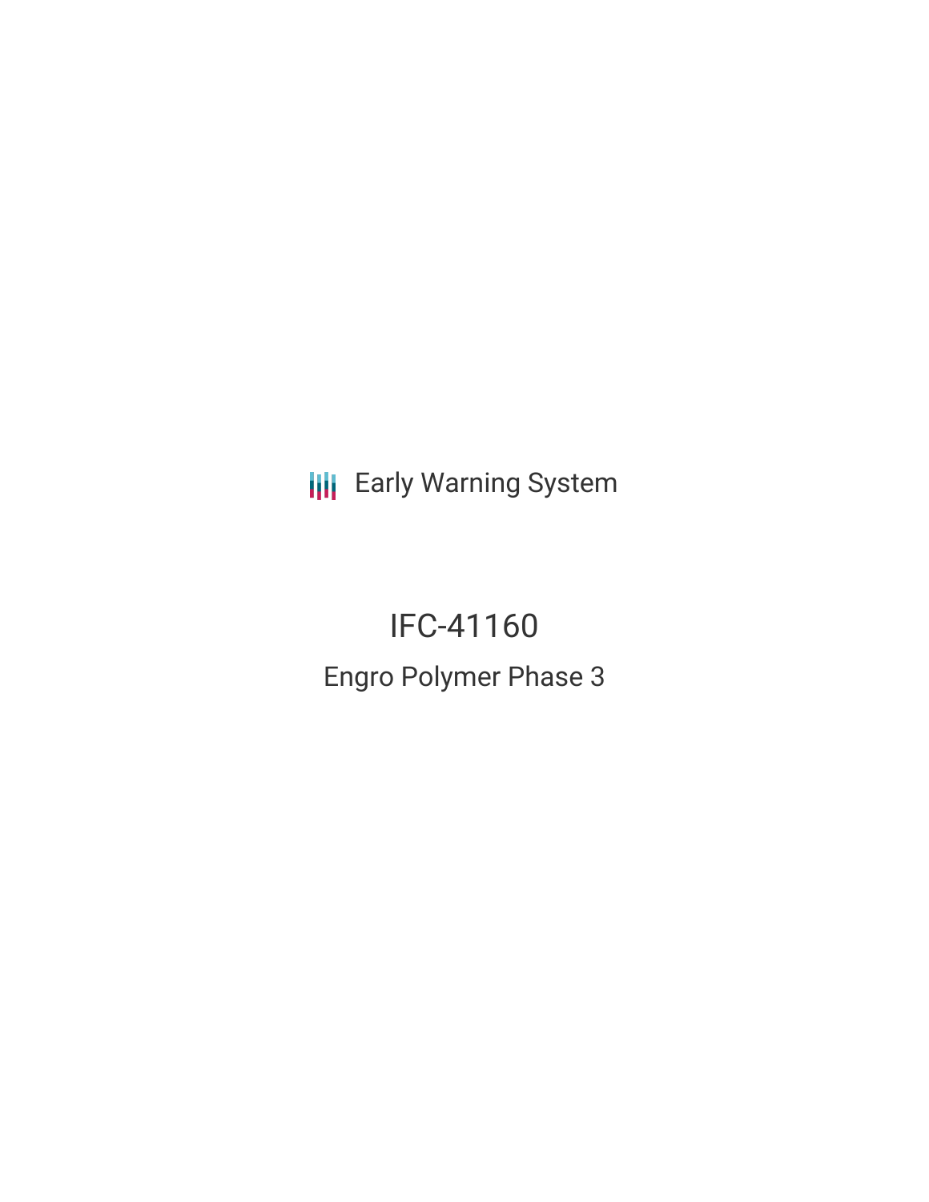Early Warning System

# IFC-41160

## Engro Polymer Phase 3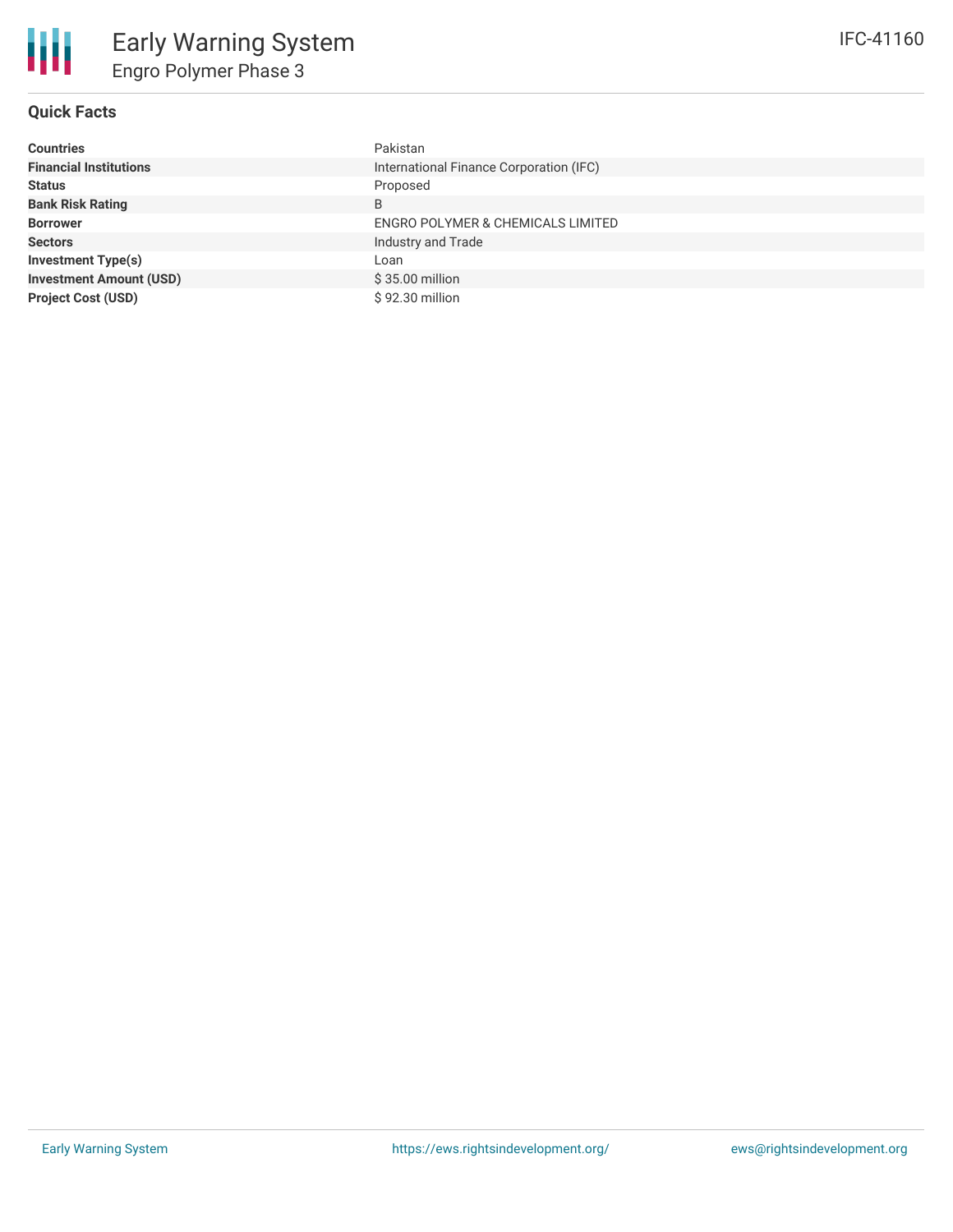# Early Warning System

## Engro Polymer Phase 3

IFC-41160

### Quick Facts

| | |
|---|---|
| **Countries** | Pakistan |
| **Financial Institutions** | International Finance Corporation (IFC) |
| **Status** | Proposed |
| **Bank Risk Rating** | B |
| **Borrower** | ENGRO POLYMER & CHEMICALS LIMITED |
| **Sectors** | Industry and Trade |
| **Investment Type(s)** | Loan |
| **Investment Amount (USD)** | $ 35.00 million |
| **Project Cost (USD)** | $ 92.30 million |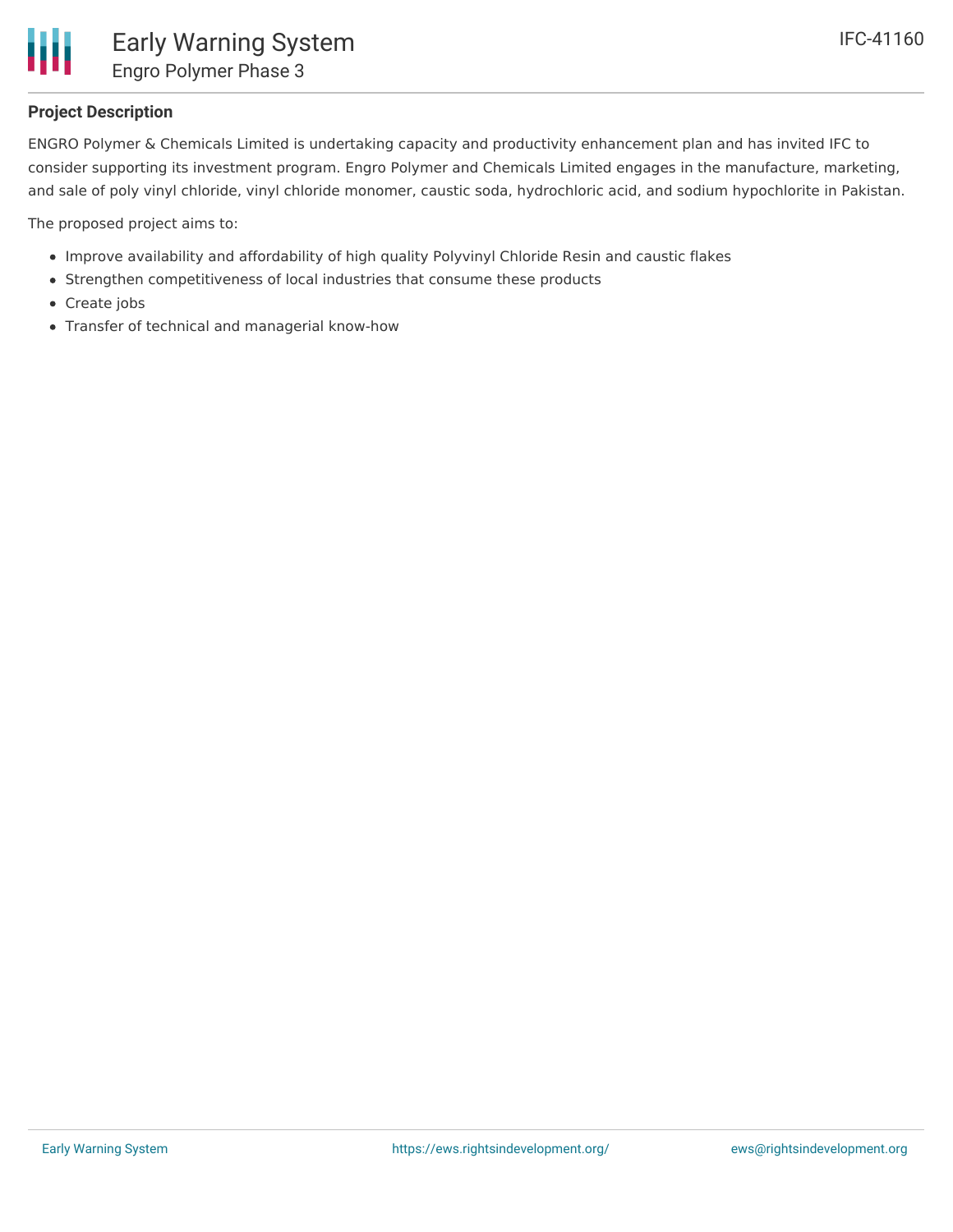## Project Description

ENGRO Polymer & Chemicals Limited is undertaking capacity and productivity enhancement plan and has invited IFC to consider supporting its investment program. Engro Polymer and Chemicals Limited engages in the manufacture, marketing, and sale of poly vinyl chloride, vinyl chloride monomer, caustic soda, hydrochloric acid, and sodium hypochlorite in Pakistan.

The proposed project aims to:

- Improve availability and affordability of high quality Polyvinyl Chloride Resin and caustic flakes
- Strengthen competitiveness of local industries that consume these products
- Create jobs
- Transfer of technical and managerial know-how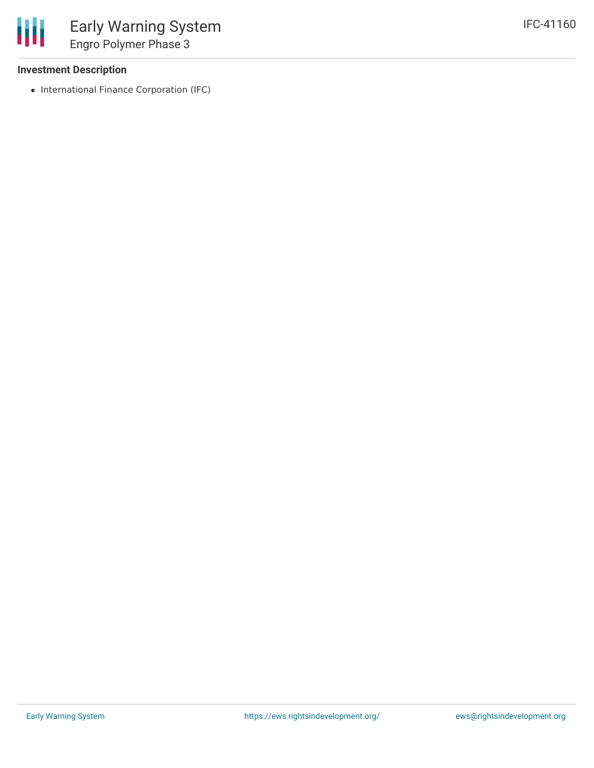### Investment Description

- International Finance Corporation (IFC)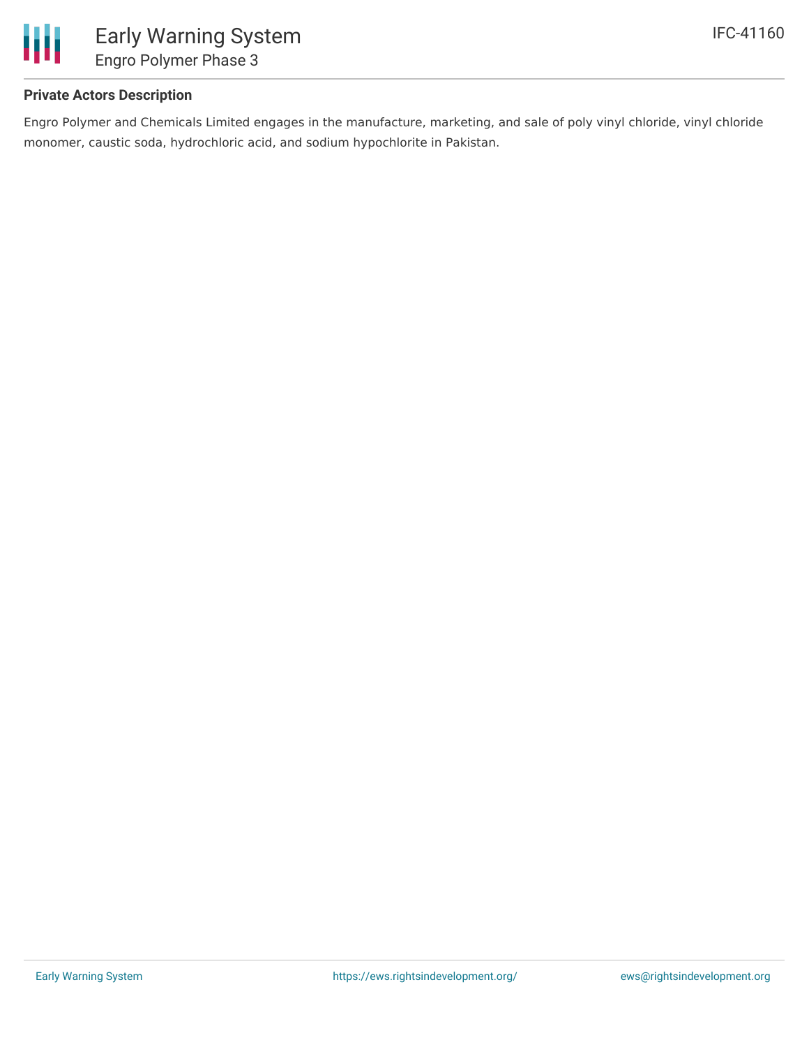**Private Actors Description**

Engro Polymer and Chemicals Limited engages in the manufacture, marketing, and sale of poly vinyl chloride, vinyl chloride monomer, caustic soda, hydrochloric acid, and sodium hypochlorite in Pakistan.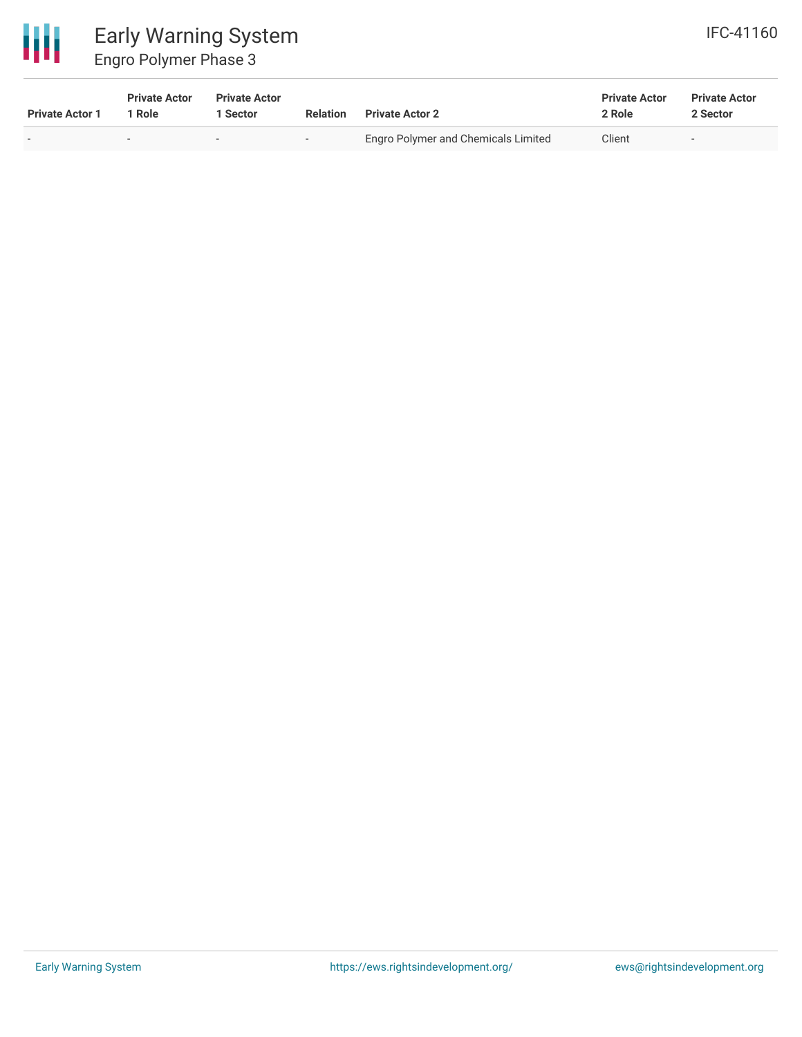| Private Actor 1 | Private Actor 1 Role | Private Actor 1 Sector | Relation | Private Actor 2 | Private Actor 2 Role | Private Actor 2 Sector |
|---|---|---|---|---|---|---|
| - | - | - | - | Engro Polymer and Chemicals Limited | Client | - |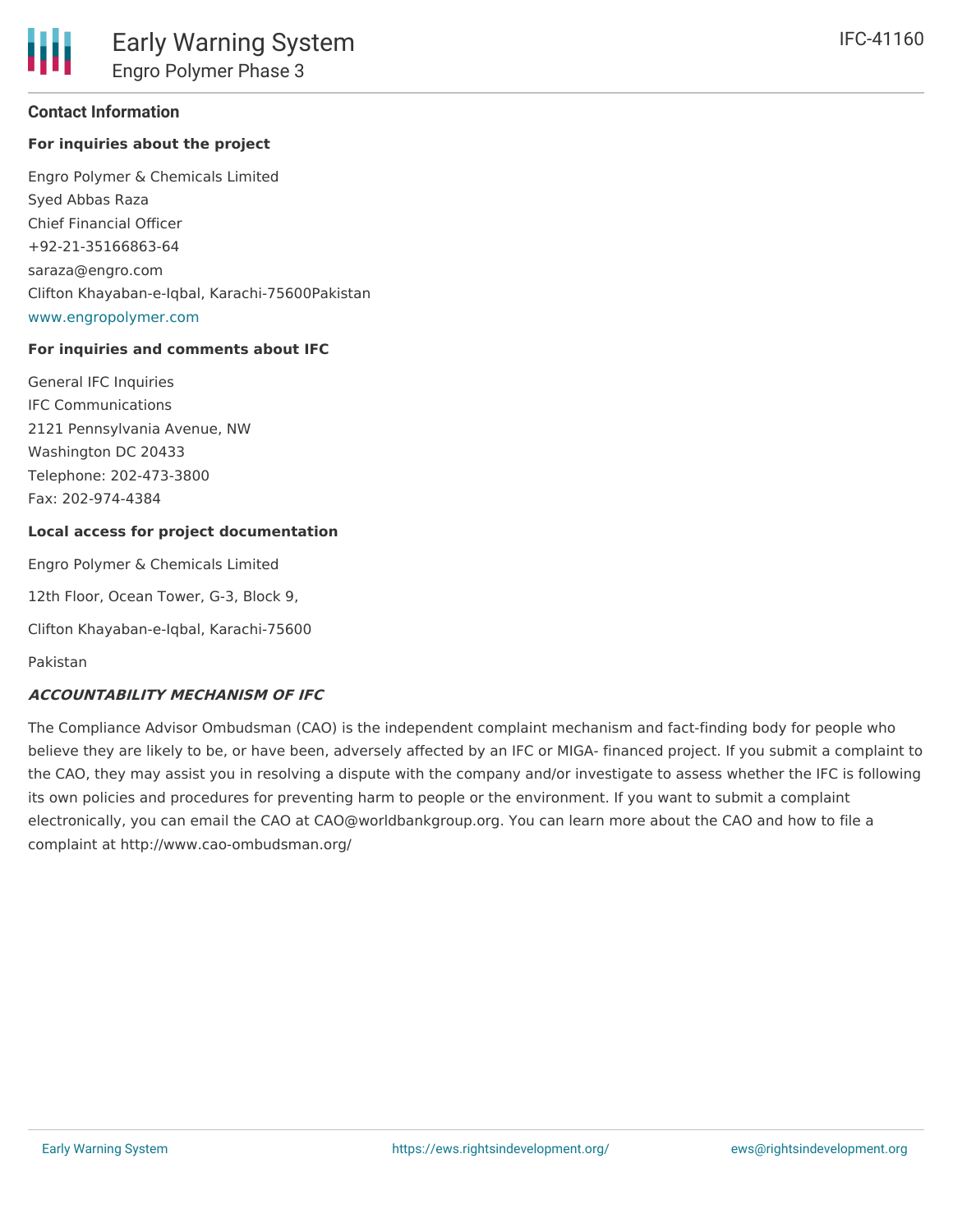### Contact Information

**For inquiries about the project**

Engro Polymer & Chemicals Limited
Syed Abbas Raza
Chief Financial Officer
+92-21-35166863-64
saraza@engro.com
Clifton Khayaban-e-Iqbal, Karachi-75600Pakistan
www.engropolymer.com

**For inquiries and comments about IFC**

General IFC Inquiries
IFC Communications
2121 Pennsylvania Avenue, NW
Washington DC 20433
Telephone: 202-473-3800
Fax: 202-974-4384

**Local access for project documentation**

Engro Polymer & Chemicals Limited

12th Floor, Ocean Tower, G-3, Block 9,

Clifton Khayaban-e-Iqbal, Karachi-75600

Pakistan

***ACCOUNTABILITY MECHANISM OF IFC***

The Compliance Advisor Ombudsman (CAO) is the independent complaint mechanism and fact-finding body for people who believe they are likely to be, or have been, adversely affected by an IFC or MIGA- financed project. If you submit a complaint to the CAO, they may assist you in resolving a dispute with the company and/or investigate to assess whether the IFC is following its own policies and procedures for preventing harm to people or the environment. If you want to submit a complaint electronically, you can email the CAO at CAO@worldbankgroup.org. You can learn more about the CAO and how to file a complaint at http://www.cao-ombudsman.org/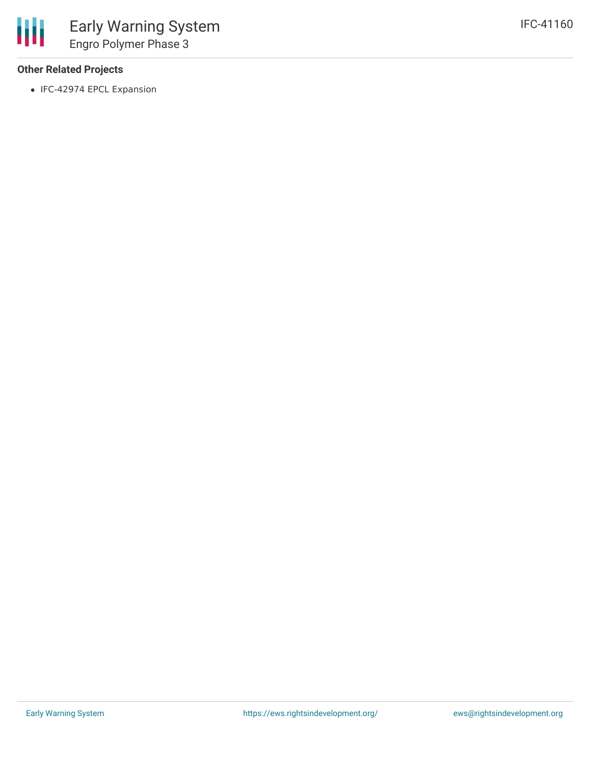**Other Related Projects**

- IFC-42974 EPCL Expansion